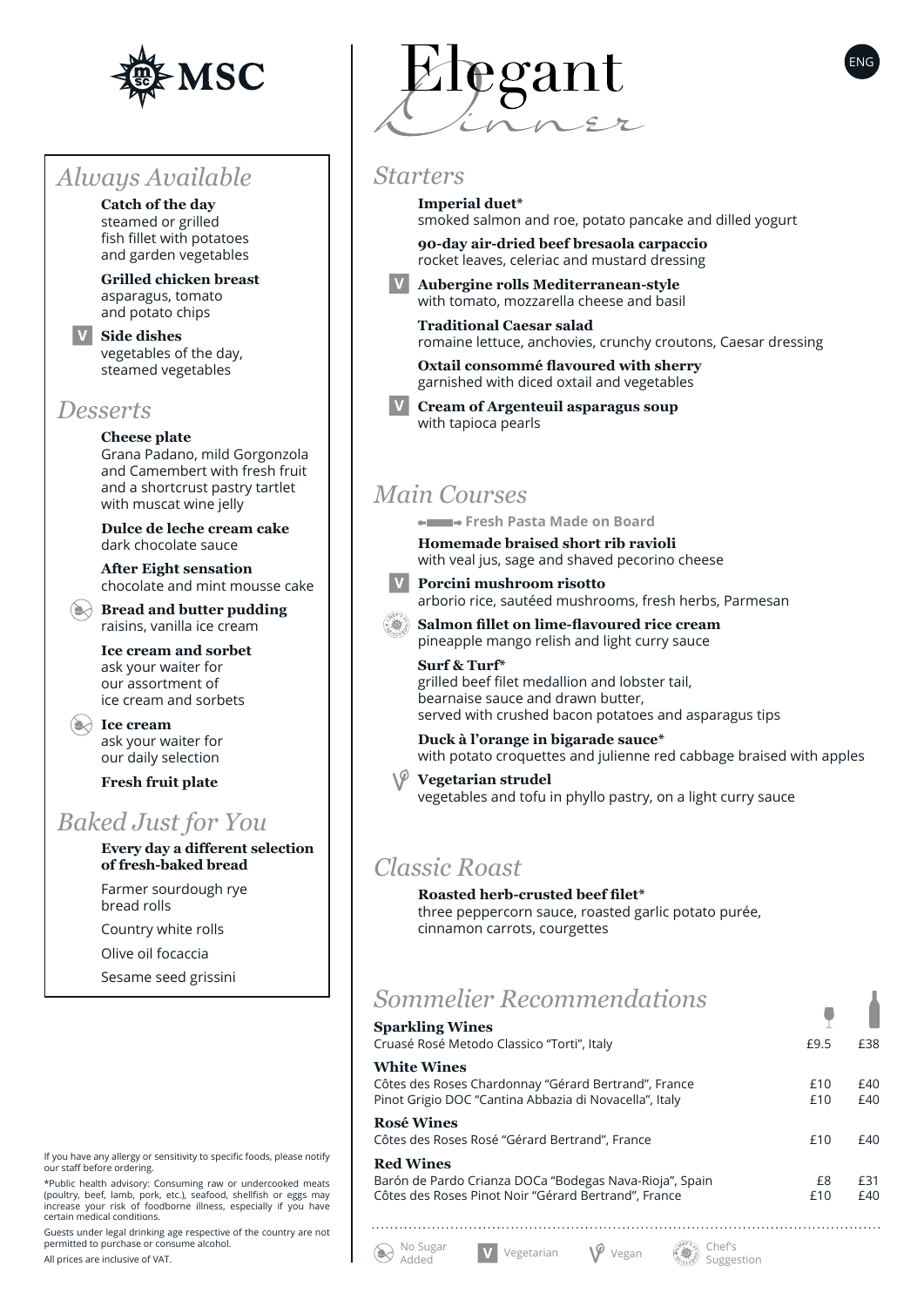MSC

# Elegant Dinner

ENG

## Always Available

**Catch of the day**
steamed or grilled
fish fillet with potatoes
and garden vegetables

**Grilled chicken breast**
asparagus, tomato
and potato chips

V **Side dishes**
vegetables of the day,
steamed vegetables

## Desserts

**Cheese plate**
Grana Padano, mild Gorgonzola and Camembert with fresh fruit and a shortcrust pastry tartlet with muscat wine jelly

**Dulce de leche cream cake**
dark chocolate sauce

**After Eight sensation**
chocolate and mint mousse cake

(No Sugar Added) **Bread and butter pudding**
raisins, vanilla ice cream

**Ice cream and sorbet**
ask your waiter for
our assortment of
ice cream and sorbets

(No Sugar Added) **Ice cream**
ask your waiter for
our daily selection

**Fresh fruit plate**

## Baked Just for You

**Every day a different selection of fresh-baked bread**

Farmer sourdough rye bread rolls

Country white rolls

Olive oil focaccia

Sesame seed grissini

## Starters

**Imperial duet***
smoked salmon and roe, potato pancake and dilled yogurt

**90-day air-dried beef bresaola carpaccio**
rocket leaves, celeriac and mustard dressing

V **Aubergine rolls Mediterranean-style**
with tomato, mozzarella cheese and basil

**Traditional Caesar salad**
romaine lettuce, anchovies, crunchy croutons, Caesar dressing

**Oxtail consommé flavoured with sherry**
garnished with diced oxtail and vegetables

V **Cream of Argenteuil asparagus soup**
with tapioca pearls

## Main Courses

**Fresh Pasta Made on Board**

**Homemade braised short rib ravioli**
with veal jus, sage and shaved pecorino cheese

V **Porcini mushroom risotto**
arborio rice, sautéed mushrooms, fresh herbs, Parmesan

(Chef's Suggestion) **Salmon fillet on lime-flavoured rice cream**
pineapple mango relish and light curry sauce

**Surf & Turf***
grilled beef filet medallion and lobster tail,
bearnaise sauce and drawn butter,
served with crushed bacon potatoes and asparagus tips

**Duck à l'orange in bigarade sauce***
with potato croquettes and julienne red cabbage braised with apples

(Vegan) **Vegetarian strudel**
vegetables and tofu in phyllo pastry, on a light curry sauce

## Classic Roast

**Roasted herb-crusted beef filet***
three peppercorn sauce, roasted garlic potato purée,
cinnamon carrots, courgettes

## Sommelier Recommendations

| | Glass | Bottle |
|---|---|---|
| **Sparkling Wines** | | |
| Cruasé Rosé Metodo Classico "Torti", Italy | £9.5 | £38 |
| **White Wines** | | |
| Côtes des Roses Chardonnay "Gérard Bertrand", France | £10 | £40 |
| Pinot Grigio DOC "Cantina Abbazia di Novacella", Italy | £10 | £40 |
| **Rosé Wines** | | |
| Côtes des Roses Rosé "Gérard Bertrand", France | £10 | £40 |
| **Red Wines** | | |
| Barón de Pardo Crianza DOCa "Bodegas Nava-Rioja", Spain | £8 | £31 |
| Côtes des Roses Pinot Noir "Gérard Bertrand", France | £10 | £40 |

No Sugar Added | V Vegetarian | Vegan | Chef's Suggestion

If you have any allergy or sensitivity to specific foods, please notify our staff before ordering.

*Public health advisory: Consuming raw or undercooked meats (poultry, beef, lamb, pork, etc.), seafood, shellfish or eggs may increase your risk of foodborne illness, especially if you have certain medical conditions.

Guests under legal drinking age respective of the country are not permitted to purchase or consume alcohol.

All prices are inclusive of VAT.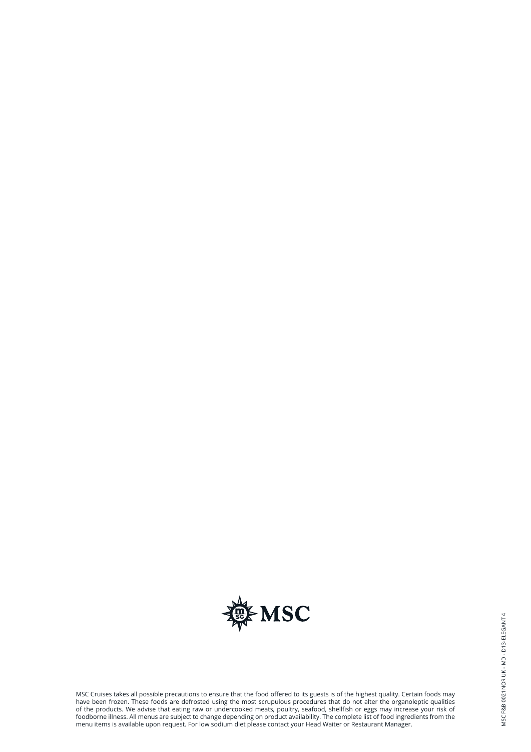MSC

MSC Cruises takes all possible precautions to ensure that the food offered to its guests is of the highest quality. Certain foods may have been frozen. These foods are defrosted using the most scrupulous procedures that do not alter the organoleptic qualities of the products. We advise that eating raw or undercooked meats, poultry, seafood, shellfish or eggs may increase your risk of foodborne illness. All menus are subject to change depending on product availability. The complete list of food ingredients from the menu items is available upon request. For low sodium diet please contact your Head Waiter or Restaurant Manager.

MSC F&B 0021 NOR UK - MD - D13-ELEGANT 4